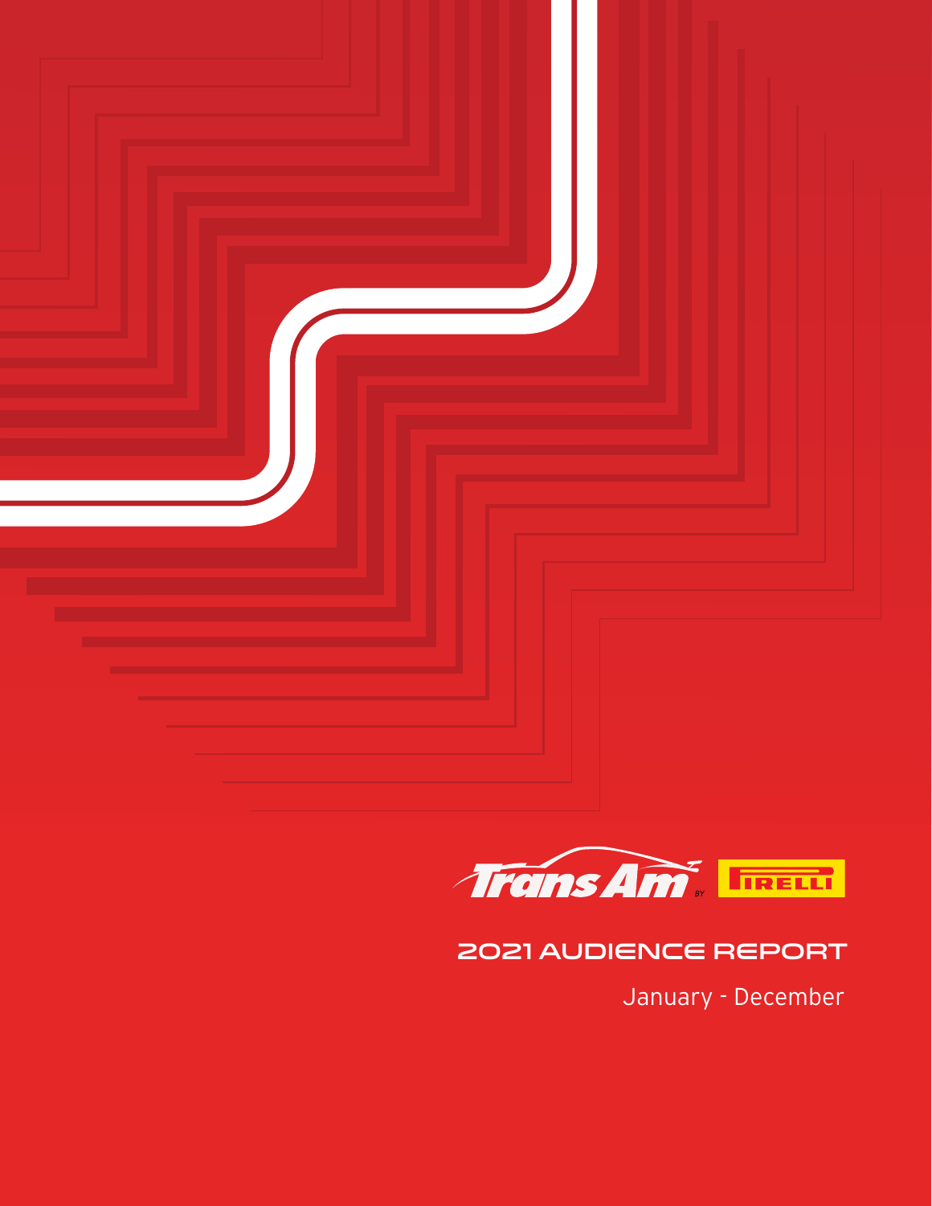Trans Am BY PIRELLI

# 2021 AUDIENCE REPORT

January - December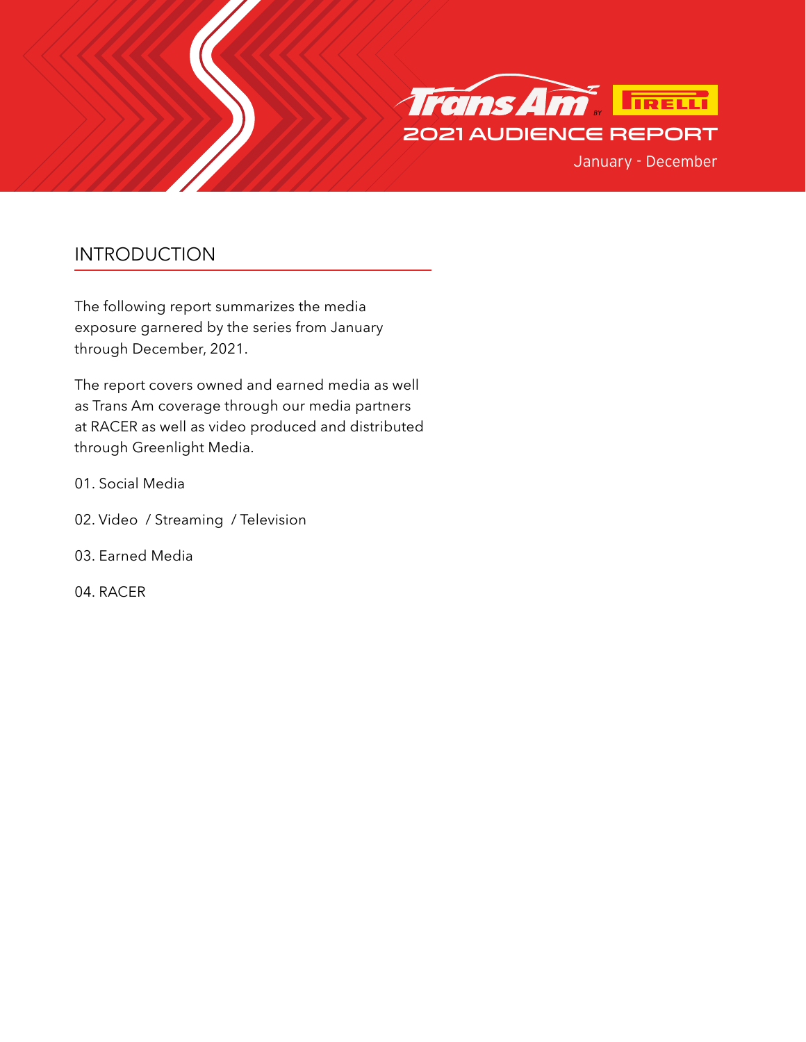# Trans Am BY PIRELLI

# 2021 AUDIENCE REPORT

January - December

## INTRODUCTION

The following report summarizes the media exposure garnered by the series from January through December, 2021.

The report covers owned and earned media as well as Trans Am coverage through our media partners at RACER as well as video produced and distributed through Greenlight Media.

01. Social Media

02. Video / Streaming / Television

03. Earned Media

04. RACER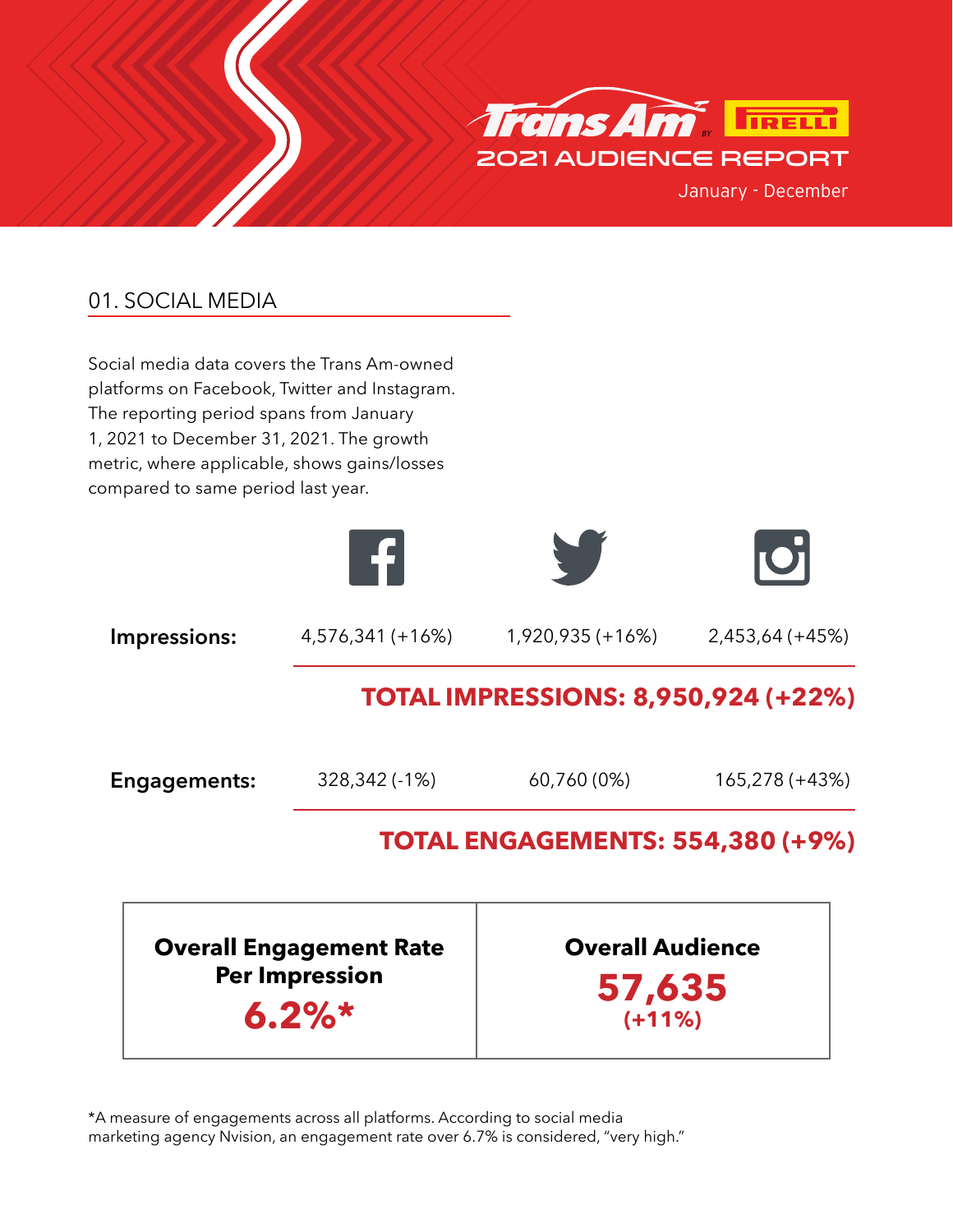Trans Am BY PIRELLI

# 2021 AUDIENCE REPORT

January - December

## 01. SOCIAL MEDIA

Social media data covers the Trans Am-owned platforms on Facebook, Twitter and Instagram. The reporting period spans from January 1, 2021 to December 31, 2021. The growth metric, where applicable, shows gains/losses compared to same period last year.

| | Facebook | Twitter | Instagram |
|---|---|---|---|
| **Impressions:** | 4,576,341 (+16%) | 1,920,935 (+16%) | 2,453,64 (+45%) |

**TOTAL IMPRESSIONS: 8,950,924 (+22%)**

| | Facebook | Twitter | Instagram |
|---|---|---|---|
| **Engagements:** | 328,342 (-1%) | 60,760 (0%) | 165,278 (+43%) |

**TOTAL ENGAGEMENTS: 554,380 (+9%)**

| Overall Engagement Rate Per Impression | Overall Audience |
|---|---|
| **6.2%*** | **57,635 (+11%)** |

*A measure of engagements across all platforms. According to social media marketing agency Nvision, an engagement rate over 6.7% is considered, "very high."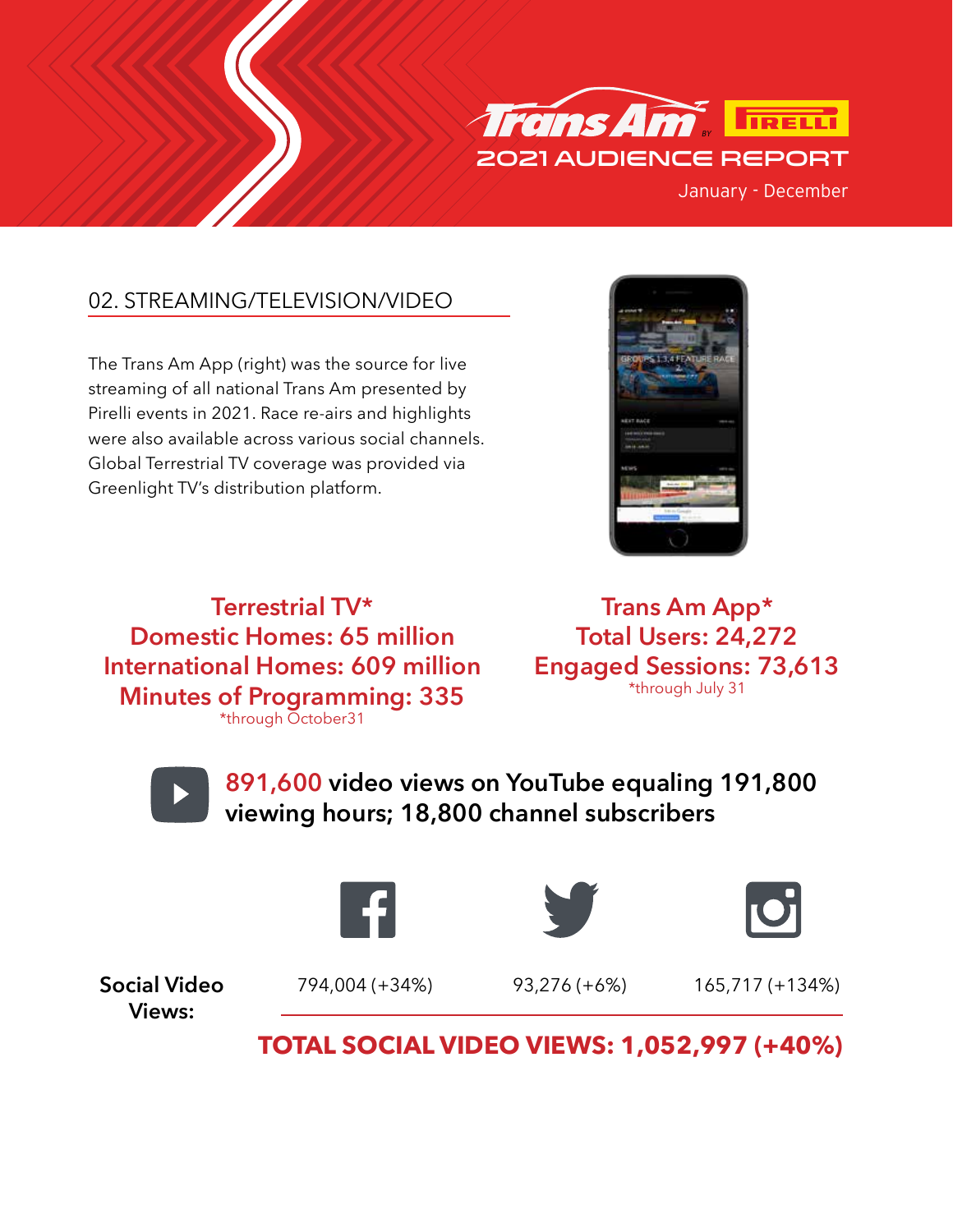# Trans Am by Pirelli 2021 AUDIENCE REPORT

January - December

## 02. STREAMING/TELEVISION/VIDEO

The Trans Am App (right) was the source for live streaming of all national Trans Am presented by Pirelli events in 2021. Race re-airs and highlights were also available across various social channels. Global Terrestrial TV coverage was provided via Greenlight TV's distribution platform.

**Terrestrial TV***
**Domestic Homes: 65 million**
**International Homes: 609 million**
**Minutes of Programming: 335**
*through October31

**Trans Am App***
**Total Users: 24,272**
**Engaged Sessions: 73,613**
*through July 31

**891,600 video views on YouTube equaling 191,800 viewing hours; 18,800 channel subscribers**

| | Facebook | Twitter | Instagram |
|---|---|---|---|
| **Social Video Views:** | 794,004 (+34%) | 93,276 (+6%) | 165,717 (+134%) |

**TOTAL SOCIAL VIDEO VIEWS: 1,052,997 (+40%)**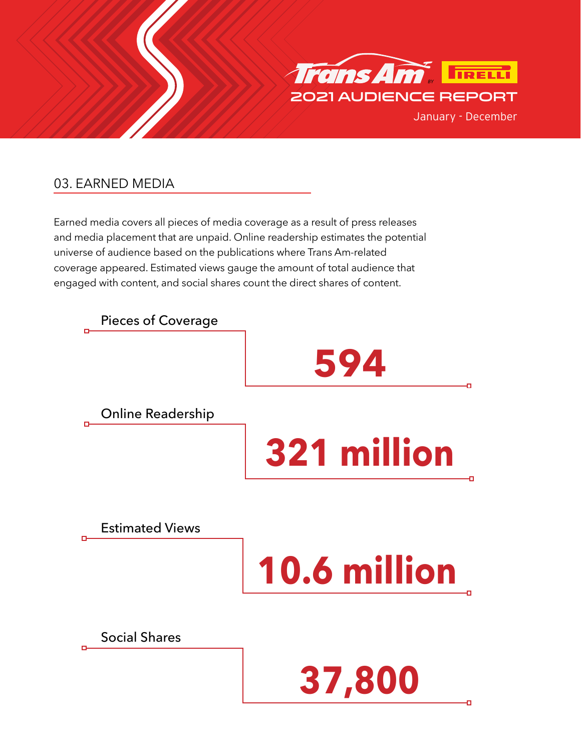## 03. EARNED MEDIA

Earned media covers all pieces of media coverage as a result of press releases and media placement that are unpaid. Online readership estimates the potential universe of audience based on the publications where Trans Am-related coverage appeared. Estimated views gauge the amount of total audience that engaged with content, and social shares count the direct shares of content.

Pieces of Coverage

**594**

Online Readership

**321 million**

Estimated Views

**10.6 million**

Social Shares

**37,800**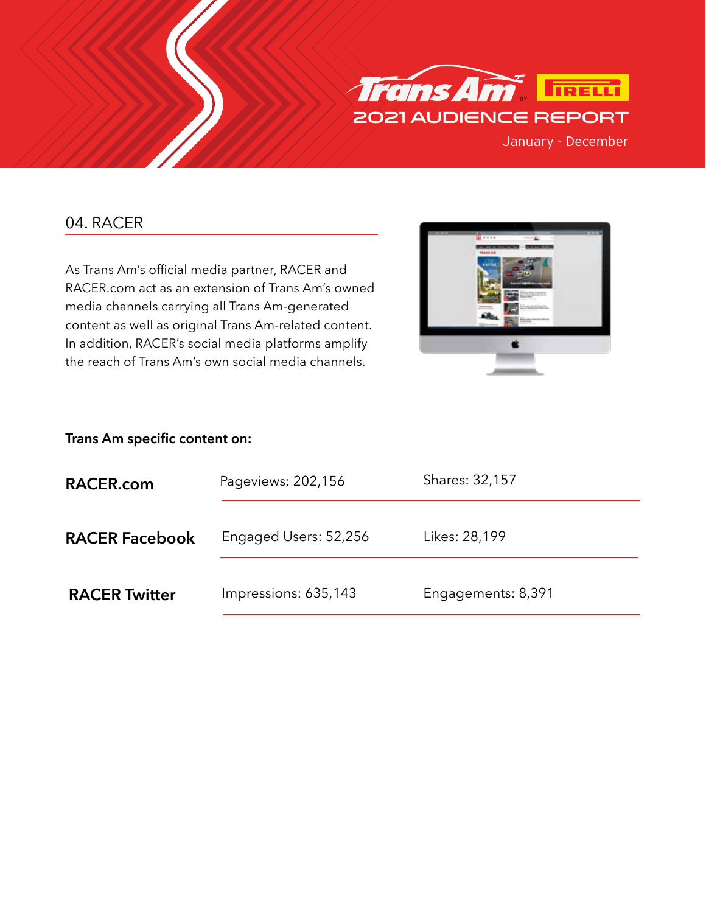## 04. RACER

As Trans Am's official media partner, RACER and RACER.com act as an extension of Trans Am's owned media channels carrying all Trans Am-generated content as well as original Trans Am-related content. In addition, RACER's social media platforms amplify the reach of Trans Am's own social media channels.

**Trans Am specific content on:**

| | | |
|---|---|---|
| **RACER.com** | Pageviews: 202,156 | Shares: 32,157 |
| **RACER Facebook** | Engaged Users: 52,256 | Likes: 28,199 |
| **RACER Twitter** | Impressions: 635,143 | Engagements: 8,391 |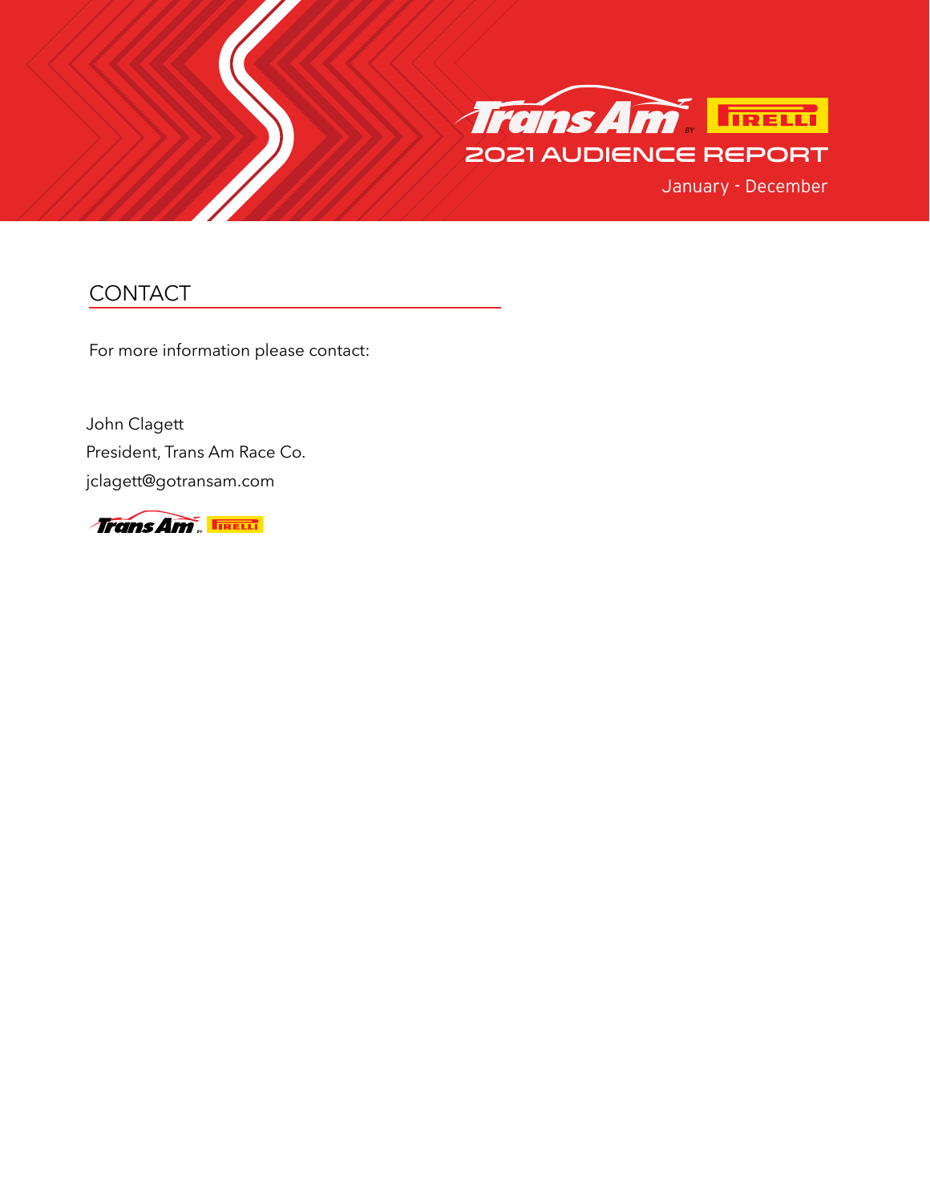Trans Am by PIRELLI

# 2021 AUDIENCE REPORT

January - December

## CONTACT

For more information please contact:

John Clagett
President, Trans Am Race Co.
jclagett@gotransam.com